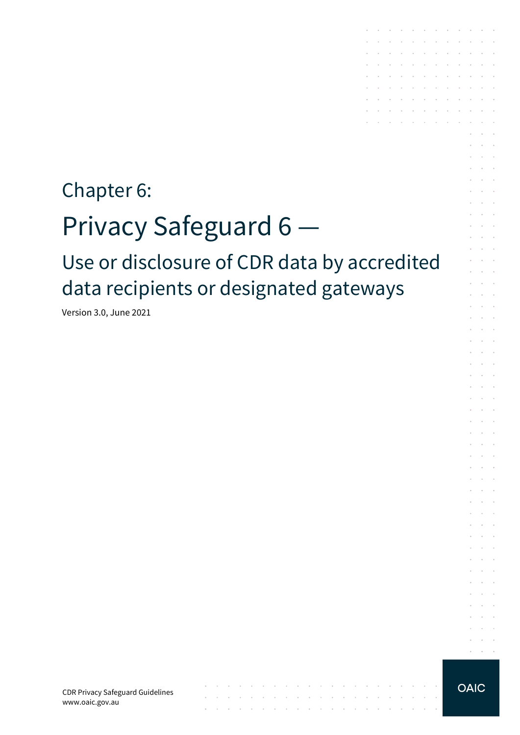Chapter 6:

# Privacy Safeguard 6 —

## Use or disclosure of CDR data by accredited data recipients or designated gateways

Version 3.0, June 2021

CDR Privacy Safeguard Guidelines
www.oaic.gov.au

OAIC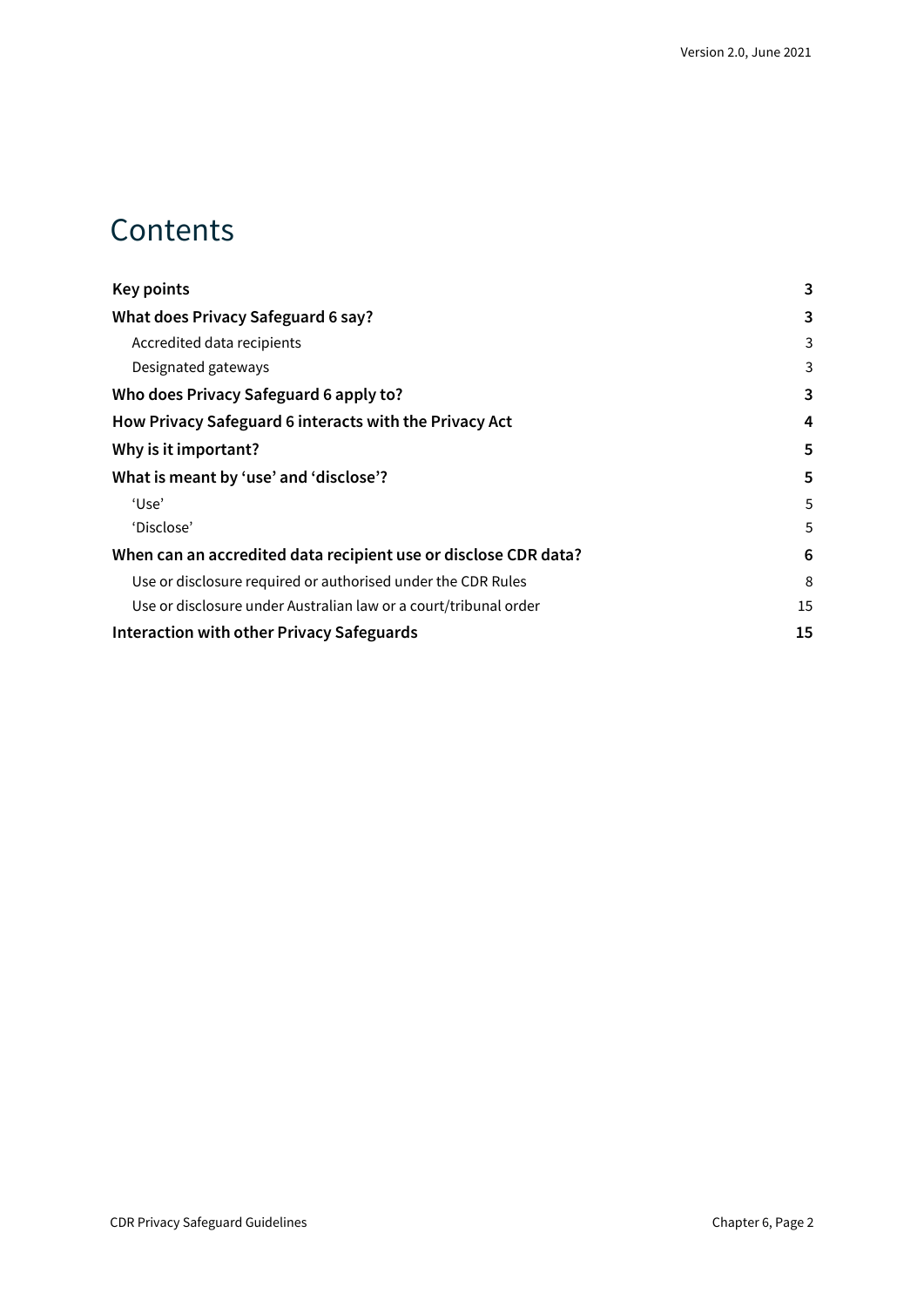# Contents

| | |
|---|---|
| **Key points** | **3** |
| **What does Privacy Safeguard 6 say?** | **3** |
| Accredited data recipients | 3 |
| Designated gateways | 3 |
| **Who does Privacy Safeguard 6 apply to?** | **3** |
| **How Privacy Safeguard 6 interacts with the Privacy Act** | **4** |
| **Why is it important?** | **5** |
| **What is meant by 'use' and 'disclose'?** | **5** |
| 'Use' | 5 |
| 'Disclose' | 5 |
| **When can an accredited data recipient use or disclose CDR data?** | **6** |
| Use or disclosure required or authorised under the CDR Rules | 8 |
| Use or disclosure under Australian law or a court/tribunal order | 15 |
| **Interaction with other Privacy Safeguards** | **15** |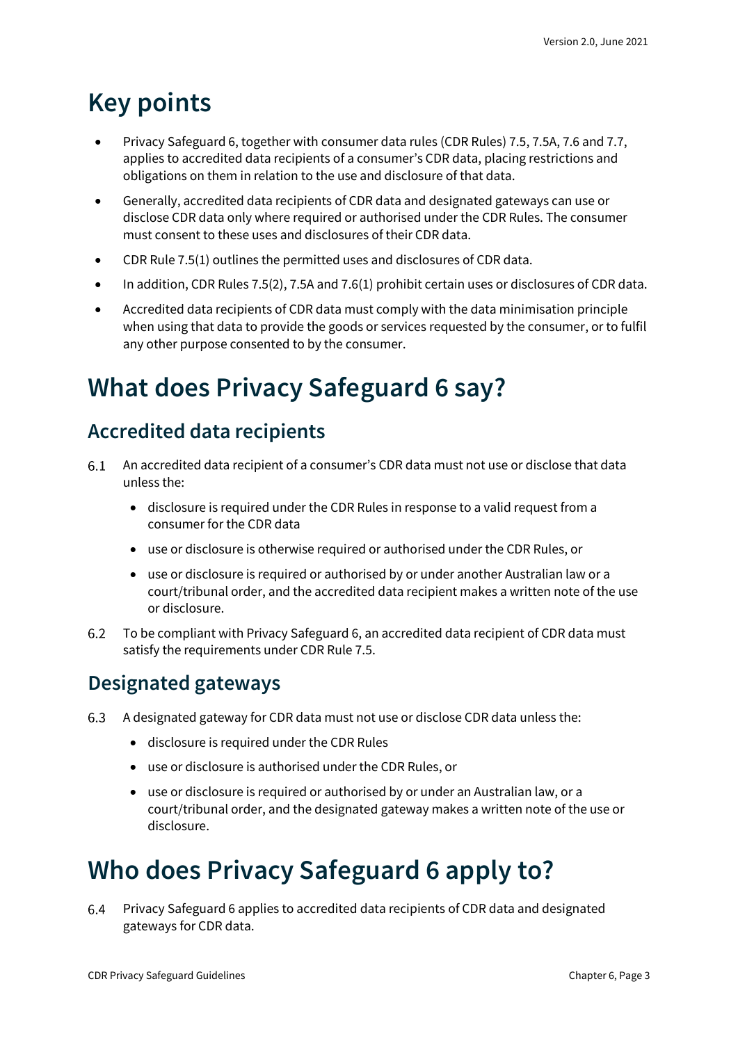# Key points

- Privacy Safeguard 6, together with consumer data rules (CDR Rules) 7.5, 7.5A, 7.6 and 7.7, applies to accredited data recipients of a consumer's CDR data, placing restrictions and obligations on them in relation to the use and disclosure of that data.
- Generally, accredited data recipients of CDR data and designated gateways can use or disclose CDR data only where required or authorised under the CDR Rules. The consumer must consent to these uses and disclosures of their CDR data.
- CDR Rule 7.5(1) outlines the permitted uses and disclosures of CDR data.
- In addition, CDR Rules 7.5(2), 7.5A and 7.6(1) prohibit certain uses or disclosures of CDR data.
- Accredited data recipients of CDR data must comply with the data minimisation principle when using that data to provide the goods or services requested by the consumer, or to fulfil any other purpose consented to by the consumer.

# What does Privacy Safeguard 6 say?

## Accredited data recipients

6.1 An accredited data recipient of a consumer's CDR data must not use or disclose that data unless the:

- disclosure is required under the CDR Rules in response to a valid request from a consumer for the CDR data
- use or disclosure is otherwise required or authorised under the CDR Rules, or
- use or disclosure is required or authorised by or under another Australian law or a court/tribunal order, and the accredited data recipient makes a written note of the use or disclosure.

6.2 To be compliant with Privacy Safeguard 6, an accredited data recipient of CDR data must satisfy the requirements under CDR Rule 7.5.

## Designated gateways

6.3 A designated gateway for CDR data must not use or disclose CDR data unless the:

- disclosure is required under the CDR Rules
- use or disclosure is authorised under the CDR Rules, or
- use or disclosure is required or authorised by or under an Australian law, or a court/tribunal order, and the designated gateway makes a written note of the use or disclosure.

# Who does Privacy Safeguard 6 apply to?

6.4 Privacy Safeguard 6 applies to accredited data recipients of CDR data and designated gateways for CDR data.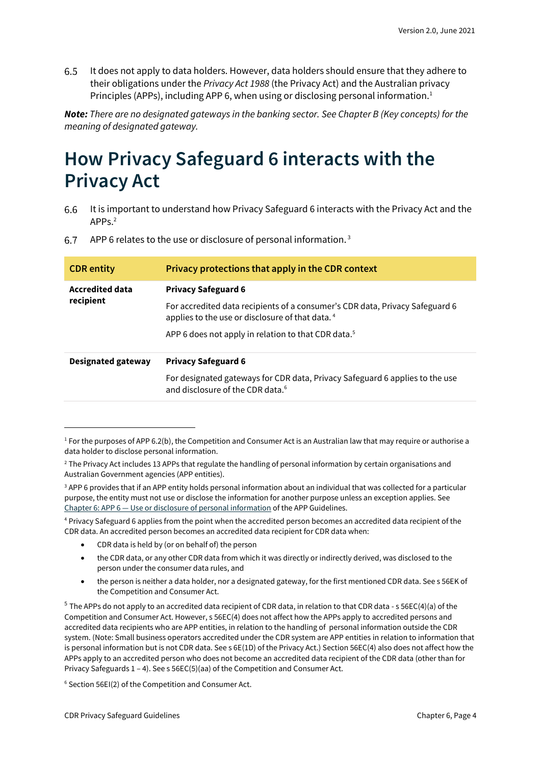6.5 It does not apply to data holders. However, data holders should ensure that they adhere to their obligations under the *Privacy Act 1988* (the Privacy Act) and the Australian privacy Principles (APPs), including APP 6, when using or disclosing personal information.[1]

***Note:*** *There are no designated gateways in the banking sector. See Chapter B (Key concepts) for the meaning of designated gateway.*

# How Privacy Safeguard 6 interacts with the Privacy Act

6.6 It is important to understand how Privacy Safeguard 6 interacts with the Privacy Act and the APPs.[2]

6.7 APP 6 relates to the use or disclosure of personal information.[3]

| CDR entity | Privacy protections that apply in the CDR context |
|---|---|
| **Accredited data recipient** | **Privacy Safeguard 6**<br><br>For accredited data recipients of a consumer's CDR data, Privacy Safeguard 6 applies to the use or disclosure of that data.[4]<br><br>APP 6 does not apply in relation to that CDR data.[5] |
| **Designated gateway** | **Privacy Safeguard 6**<br><br>For designated gateways for CDR data, Privacy Safeguard 6 applies to the use and disclosure of the CDR data.[6] |

---

[1] For the purposes of APP 6.2(b), the Competition and Consumer Act is an Australian law that may require or authorise a data holder to disclose personal information.

[2] The Privacy Act includes 13 APPs that regulate the handling of personal information by certain organisations and Australian Government agencies (APP entities).

[3] APP 6 provides that if an APP entity holds personal information about an individual that was collected for a particular purpose, the entity must not use or disclose the information for another purpose unless an exception applies. See [Chapter 6: APP 6 — Use or disclosure of personal information](#) of the APP Guidelines.

[4] Privacy Safeguard 6 applies from the point when the accredited person becomes an accredited data recipient of the CDR data. An accredited person becomes an accredited data recipient for CDR data when:

- CDR data is held by (or on behalf of) the person
- the CDR data, or any other CDR data from which it was directly or indirectly derived, was disclosed to the person under the consumer data rules, and
- the person is neither a data holder, nor a designated gateway, for the first mentioned CDR data. See s 56EK of the Competition and Consumer Act.

[5] The APPs do not apply to an accredited data recipient of CDR data, in relation to that CDR data - s 56EC(4)(a) of the Competition and Consumer Act. However, s 56EC(4) does not affect how the APPs apply to accredited persons and accredited data recipients who are APP entities, in relation to the handling of personal information outside the CDR system. (Note: Small business operators accredited under the CDR system are APP entities in relation to information that is personal information but is not CDR data. See s 6E(1D) of the Privacy Act.) Section 56EC(4) also does not affect how the APPs apply to an accredited person who does not become an accredited data recipient of the CDR data (other than for Privacy Safeguards 1 – 4). See s 56EC(5)(aa) of the Competition and Consumer Act.

[6] Section 56EI(2) of the Competition and Consumer Act.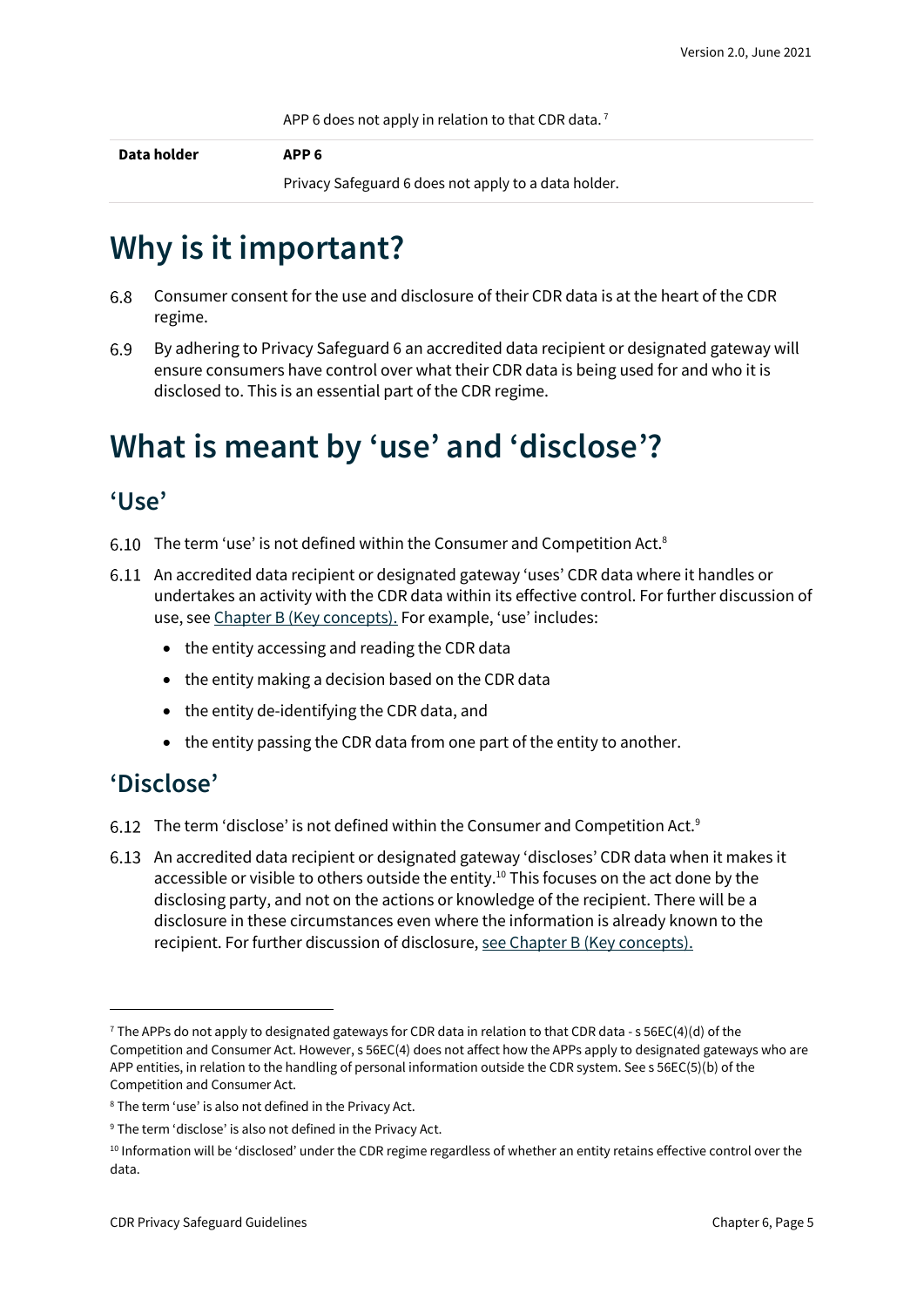| | APP 6 does not apply in relation to that CDR data. [7] |
|---|---|
| **Data holder** | **APP 6**<br>Privacy Safeguard 6 does not apply to a data holder. |

# Why is it important?

6.8 Consumer consent for the use and disclosure of their CDR data is at the heart of the CDR regime.

6.9 By adhering to Privacy Safeguard 6 an accredited data recipient or designated gateway will ensure consumers have control over what their CDR data is being used for and who it is disclosed to. This is an essential part of the CDR regime.

# What is meant by 'use' and 'disclose'?

## 'Use'

6.10 The term 'use' is not defined within the Consumer and Competition Act.[8]

6.11 An accredited data recipient or designated gateway 'uses' CDR data where it handles or undertakes an activity with the CDR data within its effective control. For further discussion of use, see Chapter B (Key concepts). For example, 'use' includes:

- the entity accessing and reading the CDR data
- the entity making a decision based on the CDR data
- the entity de-identifying the CDR data, and
- the entity passing the CDR data from one part of the entity to another.

## 'Disclose'

6.12 The term 'disclose' is not defined within the Consumer and Competition Act.[9]

6.13 An accredited data recipient or designated gateway 'discloses' CDR data when it makes it accessible or visible to others outside the entity.[10] This focuses on the act done by the disclosing party, and not on the actions or knowledge of the recipient. There will be a disclosure in these circumstances even where the information is already known to the recipient. For further discussion of disclosure, see Chapter B (Key concepts).

---

[7] The APPs do not apply to designated gateways for CDR data in relation to that CDR data - s 56EC(4)(d) of the Competition and Consumer Act. However, s 56EC(4) does not affect how the APPs apply to designated gateways who are APP entities, in relation to the handling of personal information outside the CDR system. See s 56EC(5)(b) of the Competition and Consumer Act.

[8] The term 'use' is also not defined in the Privacy Act.

[9] The term 'disclose' is also not defined in the Privacy Act.

[10] Information will be 'disclosed' under the CDR regime regardless of whether an entity retains effective control over the data.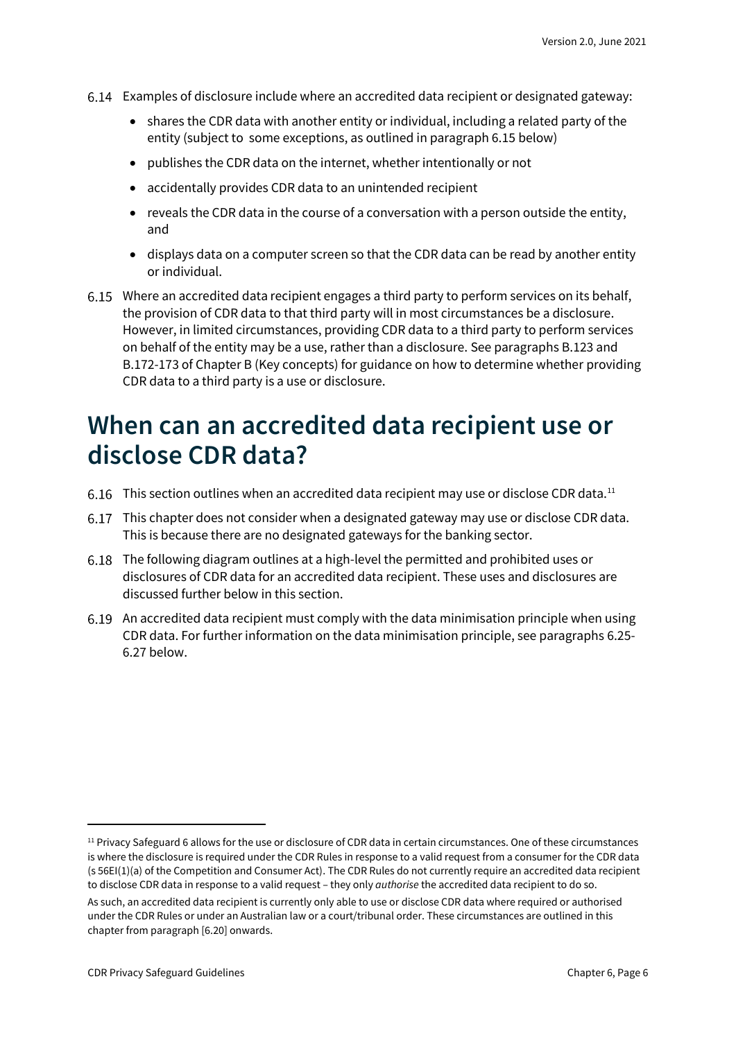6.14 Examples of disclosure include where an accredited data recipient or designated gateway:

- shares the CDR data with another entity or individual, including a related party of the entity (subject to some exceptions, as outlined in paragraph 6.15 below)
- publishes the CDR data on the internet, whether intentionally or not
- accidentally provides CDR data to an unintended recipient
- reveals the CDR data in the course of a conversation with a person outside the entity, and
- displays data on a computer screen so that the CDR data can be read by another entity or individual.

6.15 Where an accredited data recipient engages a third party to perform services on its behalf, the provision of CDR data to that third party will in most circumstances be a disclosure. However, in limited circumstances, providing CDR data to a third party to perform services on behalf of the entity may be a use, rather than a disclosure. See paragraphs B.123 and B.172-173 of Chapter B (Key concepts) for guidance on how to determine whether providing CDR data to a third party is a use or disclosure.

# When can an accredited data recipient use or disclose CDR data?

6.16 This section outlines when an accredited data recipient may use or disclose CDR data.[11]

6.17 This chapter does not consider when a designated gateway may use or disclose CDR data. This is because there are no designated gateways for the banking sector.

6.18 The following diagram outlines at a high-level the permitted and prohibited uses or disclosures of CDR data for an accredited data recipient. These uses and disclosures are discussed further below in this section.

6.19 An accredited data recipient must comply with the data minimisation principle when using CDR data. For further information on the data minimisation principle, see paragraphs 6.25-6.27 below.

---

[11] Privacy Safeguard 6 allows for the use or disclosure of CDR data in certain circumstances. One of these circumstances is where the disclosure is required under the CDR Rules in response to a valid request from a consumer for the CDR data (s 56EI(1)(a) of the Competition and Consumer Act). The CDR Rules do not currently require an accredited data recipient to disclose CDR data in response to a valid request – they only *authorise* the accredited data recipient to do so.

As such, an accredited data recipient is currently only able to use or disclose CDR data where required or authorised under the CDR Rules or under an Australian law or a court/tribunal order. These circumstances are outlined in this chapter from paragraph [6.20] onwards.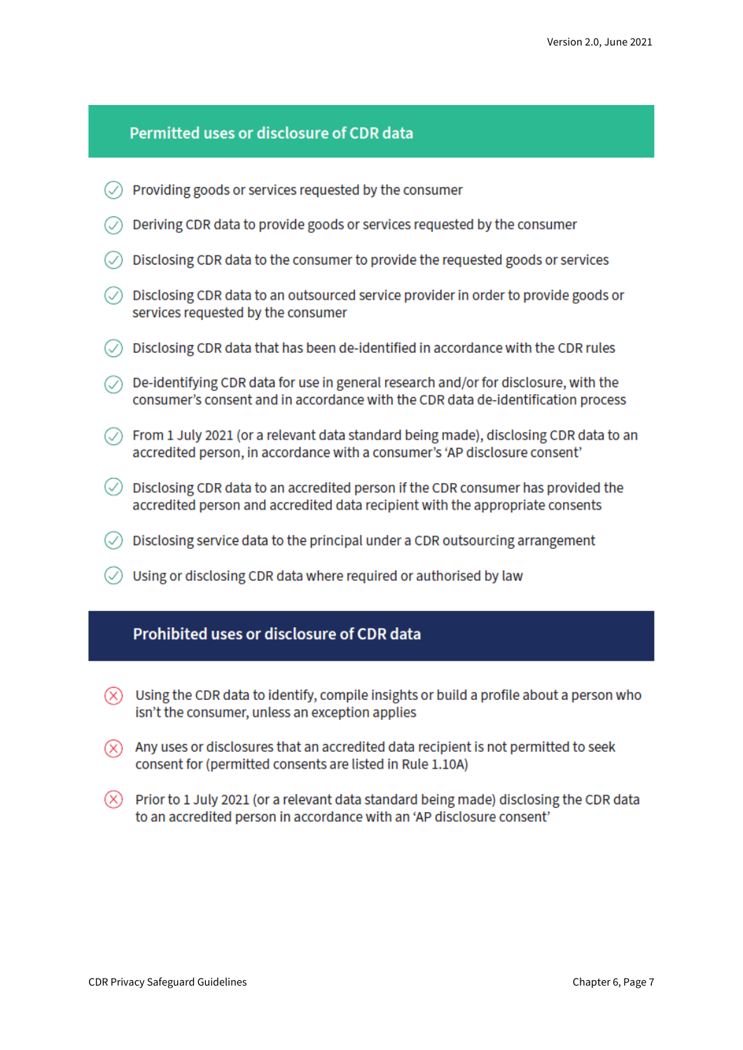## Permitted uses or disclosure of CDR data

- ✓ Providing goods or services requested by the consumer
- ✓ Deriving CDR data to provide goods or services requested by the consumer
- ✓ Disclosing CDR data to the consumer to provide the requested goods or services
- ✓ Disclosing CDR data to an outsourced service provider in order to provide goods or services requested by the consumer
- ✓ Disclosing CDR data that has been de-identified in accordance with the CDR rules
- ✓ De-identifying CDR data for use in general research and/or for disclosure, with the consumer's consent and in accordance with the CDR data de-identification process
- ✓ From 1 July 2021 (or a relevant data standard being made), disclosing CDR data to an accredited person, in accordance with a consumer's 'AP disclosure consent'
- ✓ Disclosing CDR data to an accredited person if the CDR consumer has provided the accredited person and accredited data recipient with the appropriate consents
- ✓ Disclosing service data to the principal under a CDR outsourcing arrangement
- ✓ Using or disclosing CDR data where required or authorised by law

## Prohibited uses or disclosure of CDR data

- ✗ Using the CDR data to identify, compile insights or build a profile about a person who isn't the consumer, unless an exception applies
- ✗ Any uses or disclosures that an accredited data recipient is not permitted to seek consent for (permitted consents are listed in Rule 1.10A)
- ✗ Prior to 1 July 2021 (or a relevant data standard being made) disclosing the CDR data to an accredited person in accordance with an 'AP disclosure consent'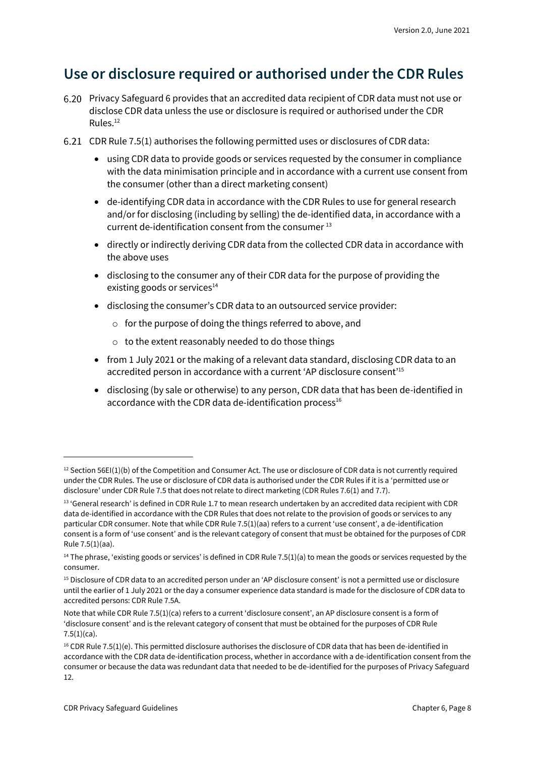## Use or disclosure required or authorised under the CDR Rules

6.20 Privacy Safeguard 6 provides that an accredited data recipient of CDR data must not use or disclose CDR data unless the use or disclosure is required or authorised under the CDR Rules.[12]

6.21 CDR Rule 7.5(1) authorises the following permitted uses or disclosures of CDR data:

- using CDR data to provide goods or services requested by the consumer in compliance with the data minimisation principle and in accordance with a current use consent from the consumer (other than a direct marketing consent)
- de-identifying CDR data in accordance with the CDR Rules to use for general research and/or for disclosing (including by selling) the de-identified data, in accordance with a current de-identification consent from the consumer [13]
- directly or indirectly deriving CDR data from the collected CDR data in accordance with the above uses
- disclosing to the consumer any of their CDR data for the purpose of providing the existing goods or services[14]
- disclosing the consumer's CDR data to an outsourced service provider:
  - for the purpose of doing the things referred to above, and
  - to the extent reasonably needed to do those things
- from 1 July 2021 or the making of a relevant data standard, disclosing CDR data to an accredited person in accordance with a current 'AP disclosure consent'[15]
- disclosing (by sale or otherwise) to any person, CDR data that has been de-identified in accordance with the CDR data de-identification process[16]

---

[12] Section 56EI(1)(b) of the Competition and Consumer Act. The use or disclosure of CDR data is not currently required under the CDR Rules. The use or disclosure of CDR data is authorised under the CDR Rules if it is a 'permitted use or disclosure' under CDR Rule 7.5 that does not relate to direct marketing (CDR Rules 7.6(1) and 7.7).

[13] 'General research' is defined in CDR Rule 1.7 to mean research undertaken by an accredited data recipient with CDR data de-identified in accordance with the CDR Rules that does not relate to the provision of goods or services to any particular CDR consumer. Note that while CDR Rule 7.5(1)(aa) refers to a current 'use consent', a de-identification consent is a form of 'use consent' and is the relevant category of consent that must be obtained for the purposes of CDR Rule 7.5(1)(aa).

[14] The phrase, 'existing goods or services' is defined in CDR Rule 7.5(1)(a) to mean the goods or services requested by the consumer.

[15] Disclosure of CDR data to an accredited person under an 'AP disclosure consent' is not a permitted use or disclosure until the earlier of 1 July 2021 or the day a consumer experience data standard is made for the disclosure of CDR data to accredited persons: CDR Rule 7.5A.

Note that while CDR Rule 7.5(1)(ca) refers to a current 'disclosure consent', an AP disclosure consent is a form of 'disclosure consent' and is the relevant category of consent that must be obtained for the purposes of CDR Rule 7.5(1)(ca).

[16] CDR Rule 7.5(1)(e). This permitted disclosure authorises the disclosure of CDR data that has been de-identified in accordance with the CDR data de-identification process, whether in accordance with a de-identification consent from the consumer or because the data was redundant data that needed to be de-identified for the purposes of Privacy Safeguard 12.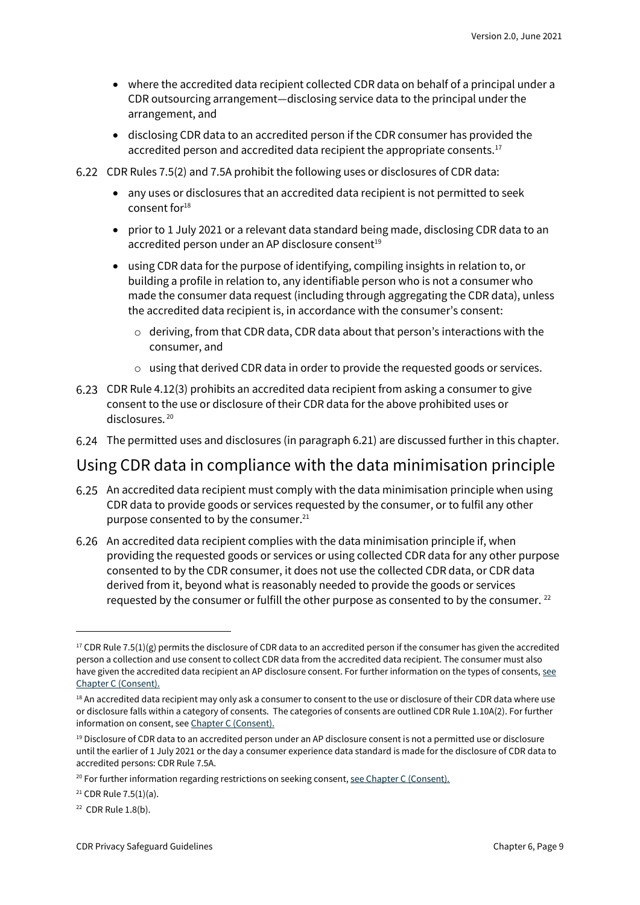- where the accredited data recipient collected CDR data on behalf of a principal under a CDR outsourcing arrangement—disclosing service data to the principal under the arrangement, and
- disclosing CDR data to an accredited person if the CDR consumer has provided the accredited person and accredited data recipient the appropriate consents.[17]

6.22 CDR Rules 7.5(2) and 7.5A prohibit the following uses or disclosures of CDR data:

- any uses or disclosures that an accredited data recipient is not permitted to seek consent for[18]
- prior to 1 July 2021 or a relevant data standard being made, disclosing CDR data to an accredited person under an AP disclosure consent[19]
- using CDR data for the purpose of identifying, compiling insights in relation to, or building a profile in relation to, any identifiable person who is not a consumer who made the consumer data request (including through aggregating the CDR data), unless the accredited data recipient is, in accordance with the consumer's consent:
  - deriving, from that CDR data, CDR data about that person's interactions with the consumer, and
  - using that derived CDR data in order to provide the requested goods or services.

6.23 CDR Rule 4.12(3) prohibits an accredited data recipient from asking a consumer to give consent to the use or disclosure of their CDR data for the above prohibited uses or disclosures.[20]

6.24 The permitted uses and disclosures (in paragraph 6.21) are discussed further in this chapter.

## Using CDR data in compliance with the data minimisation principle

6.25 An accredited data recipient must comply with the data minimisation principle when using CDR data to provide goods or services requested by the consumer, or to fulfil any other purpose consented to by the consumer.[21]

6.26 An accredited data recipient complies with the data minimisation principle if, when providing the requested goods or services or using collected CDR data for any other purpose consented to by the CDR consumer, it does not use the collected CDR data, or CDR data derived from it, beyond what is reasonably needed to provide the goods or services requested by the consumer or fulfill the other purpose as consented to by the consumer.[22]

---

[17] CDR Rule 7.5(1)(g) permits the disclosure of CDR data to an accredited person if the consumer has given the accredited person a collection and use consent to collect CDR data from the accredited data recipient. The consumer must also have given the accredited data recipient an AP disclosure consent. For further information on the types of consents, [see Chapter C (Consent).]

[18] An accredited data recipient may only ask a consumer to consent to the use or disclosure of their CDR data where use or disclosure falls within a category of consents. The categories of consents are outlined CDR Rule 1.10A(2). For further information on consent, see [Chapter C (Consent).]

[19] Disclosure of CDR data to an accredited person under an AP disclosure consent is not a permitted use or disclosure until the earlier of 1 July 2021 or the day a consumer experience data standard is made for the disclosure of CDR data to accredited persons: CDR Rule 7.5A.

[20] For further information regarding restrictions on seeking consent, [see Chapter C (Consent).]

[21] CDR Rule 7.5(1)(a).

[22] CDR Rule 1.8(b).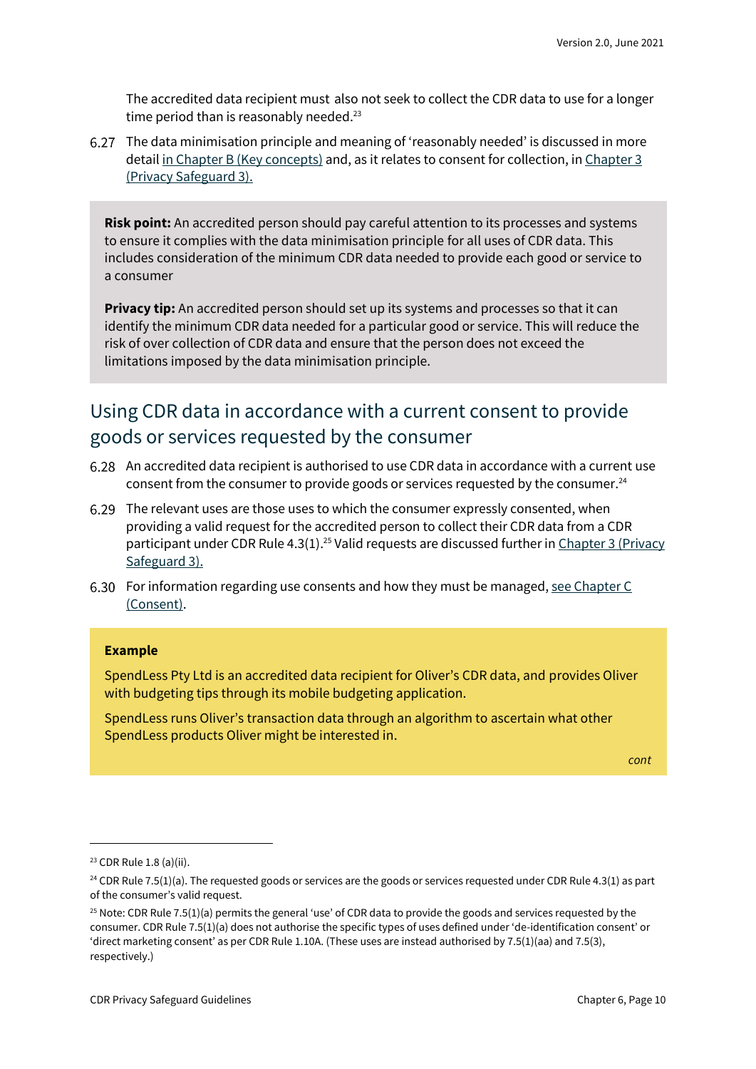The accredited data recipient must also not seek to collect the CDR data to use for a longer time period than is reasonably needed.[23]

6.27 The data minimisation principle and meaning of 'reasonably needed' is discussed in more detail in Chapter B (Key concepts) and, as it relates to consent for collection, in Chapter 3 (Privacy Safeguard 3).

**Risk point:** An accredited person should pay careful attention to its processes and systems to ensure it complies with the data minimisation principle for all uses of CDR data. This includes consideration of the minimum CDR data needed to provide each good or service to a consumer

**Privacy tip:** An accredited person should set up its systems and processes so that it can identify the minimum CDR data needed for a particular good or service. This will reduce the risk of over collection of CDR data and ensure that the person does not exceed the limitations imposed by the data minimisation principle.

## Using CDR data in accordance with a current consent to provide goods or services requested by the consumer

6.28 An accredited data recipient is authorised to use CDR data in accordance with a current use consent from the consumer to provide goods or services requested by the consumer.[24]

6.29 The relevant uses are those uses to which the consumer expressly consented, when providing a valid request for the accredited person to collect their CDR data from a CDR participant under CDR Rule 4.3(1).[25] Valid requests are discussed further in Chapter 3 (Privacy Safeguard 3).

6.30 For information regarding use consents and how they must be managed, see Chapter C (Consent).

**Example**

SpendLess Pty Ltd is an accredited data recipient for Oliver's CDR data, and provides Oliver with budgeting tips through its mobile budgeting application.

SpendLess runs Oliver's transaction data through an algorithm to ascertain what other SpendLess products Oliver might be interested in.

*cont*

---

[23] CDR Rule 1.8 (a)(ii).

[24] CDR Rule 7.5(1)(a). The requested goods or services are the goods or services requested under CDR Rule 4.3(1) as part of the consumer's valid request.

[25] Note: CDR Rule 7.5(1)(a) permits the general 'use' of CDR data to provide the goods and services requested by the consumer. CDR Rule 7.5(1)(a) does not authorise the specific types of uses defined under 'de-identification consent' or 'direct marketing consent' as per CDR Rule 1.10A. (These uses are instead authorised by 7.5(1)(aa) and 7.5(3), respectively.)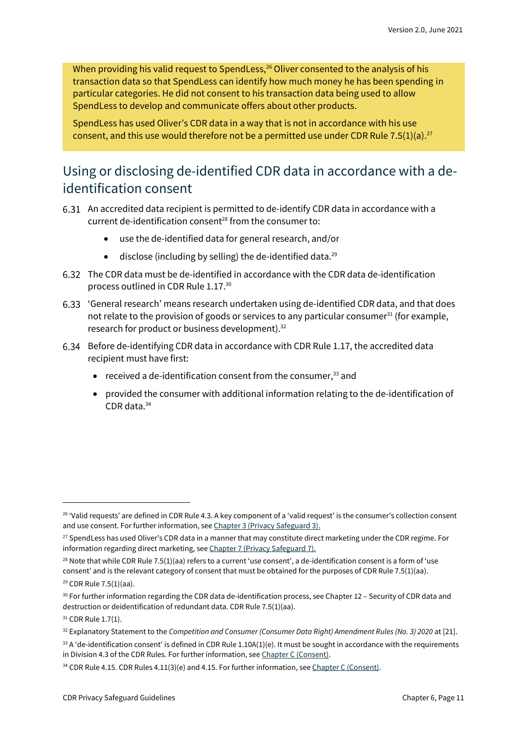When providing his valid request to SpendLess,[26] Oliver consented to the analysis of his transaction data so that SpendLess can identify how much money he has been spending in particular categories. He did not consent to his transaction data being used to allow SpendLess to develop and communicate offers about other products.

SpendLess has used Oliver's CDR data in a way that is not in accordance with his use consent, and this use would therefore not be a permitted use under CDR Rule 7.5(1)(a).[27]

## Using or disclosing de-identified CDR data in accordance with a de-identification consent

6.31 An accredited data recipient is permitted to de-identify CDR data in accordance with a current de-identification consent[28] from the consumer to:

- use the de-identified data for general research, and/or
- disclose (including by selling) the de-identified data.[29]

6.32 The CDR data must be de-identified in accordance with the CDR data de-identification process outlined in CDR Rule 1.17.[30]

6.33 'General research' means research undertaken using de-identified CDR data, and that does not relate to the provision of goods or services to any particular consumer[31] (for example, research for product or business development).[32]

6.34 Before de-identifying CDR data in accordance with CDR Rule 1.17, the accredited data recipient must have first:

- received a de-identification consent from the consumer,[33] and
- provided the consumer with additional information relating to the de-identification of CDR data.[34]

---

[26] 'Valid requests' are defined in CDR Rule 4.3. A key component of a 'valid request' is the consumer's collection consent and use consent. For further information, see Chapter 3 (Privacy Safeguard 3).

[27] SpendLess has used Oliver's CDR data in a manner that may constitute direct marketing under the CDR regime. For information regarding direct marketing, see Chapter 7 (Privacy Safeguard 7).

[28] Note that while CDR Rule 7.5(1)(aa) refers to a current 'use consent', a de-identification consent is a form of 'use consent' and is the relevant category of consent that must be obtained for the purposes of CDR Rule 7.5(1)(aa).

[29] CDR Rule 7.5(1)(aa).

[30] For further information regarding the CDR data de-identification process, see Chapter 12 – Security of CDR data and destruction or deidentification of redundant data. CDR Rule 7.5(1)(aa).

[31] CDR Rule 1.7(1).

[32] Explanatory Statement to the *Competition and Consumer (Consumer Data Right) Amendment Rules (No. 3) 2020* at [21].

[33] A 'de-identification consent' is defined in CDR Rule 1.10A(1)(e). It must be sought in accordance with the requirements in Division 4.3 of the CDR Rules. For further information, see Chapter C (Consent).

[34] CDR Rule 4.15. CDR Rules 4.11(3)(e) and 4.15. For further information, see Chapter C (Consent).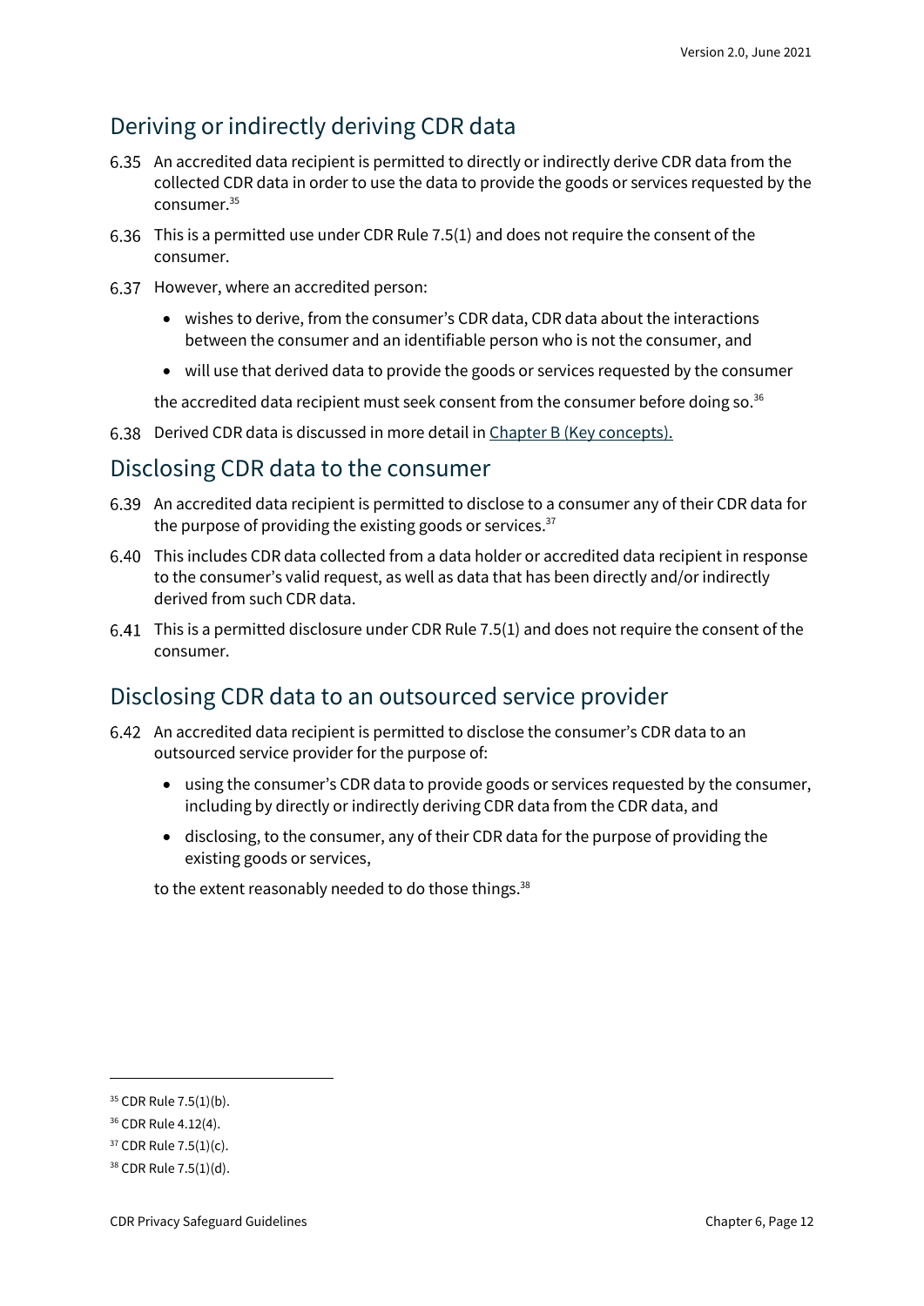## Deriving or indirectly deriving CDR data

6.35 An accredited data recipient is permitted to directly or indirectly derive CDR data from the collected CDR data in order to use the data to provide the goods or services requested by the consumer.[35]

6.36 This is a permitted use under CDR Rule 7.5(1) and does not require the consent of the consumer.

6.37 However, where an accredited person:

- wishes to derive, from the consumer's CDR data, CDR data about the interactions between the consumer and an identifiable person who is not the consumer, and
- will use that derived data to provide the goods or services requested by the consumer

the accredited data recipient must seek consent from the consumer before doing so.[36]

6.38 Derived CDR data is discussed in more detail in Chapter B (Key concepts).

## Disclosing CDR data to the consumer

6.39 An accredited data recipient is permitted to disclose to a consumer any of their CDR data for the purpose of providing the existing goods or services.[37]

6.40 This includes CDR data collected from a data holder or accredited data recipient in response to the consumer's valid request, as well as data that has been directly and/or indirectly derived from such CDR data.

6.41 This is a permitted disclosure under CDR Rule 7.5(1) and does not require the consent of the consumer.

## Disclosing CDR data to an outsourced service provider

6.42 An accredited data recipient is permitted to disclose the consumer's CDR data to an outsourced service provider for the purpose of:

- using the consumer's CDR data to provide goods or services requested by the consumer, including by directly or indirectly deriving CDR data from the CDR data, and
- disclosing, to the consumer, any of their CDR data for the purpose of providing the existing goods or services,

to the extent reasonably needed to do those things.[38]

---

[35] CDR Rule 7.5(1)(b).

[36] CDR Rule 4.12(4).

[37] CDR Rule 7.5(1)(c).

[38] CDR Rule 7.5(1)(d).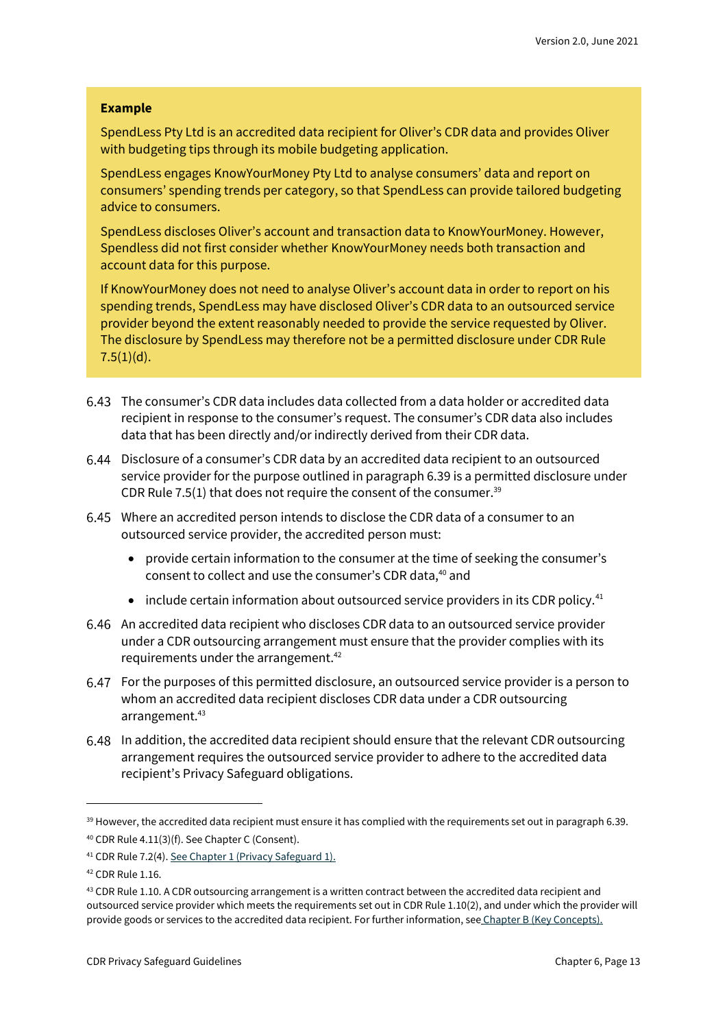> **Example**
>
> SpendLess Pty Ltd is an accredited data recipient for Oliver's CDR data and provides Oliver with budgeting tips through its mobile budgeting application.
>
> SpendLess engages KnowYourMoney Pty Ltd to analyse consumers' data and report on consumers' spending trends per category, so that SpendLess can provide tailored budgeting advice to consumers.
>
> SpendLess discloses Oliver's account and transaction data to KnowYourMoney. However, Spendless did not first consider whether KnowYourMoney needs both transaction and account data for this purpose.
>
> If KnowYourMoney does not need to analyse Oliver's account data in order to report on his spending trends, SpendLess may have disclosed Oliver's CDR data to an outsourced service provider beyond the extent reasonably needed to provide the service requested by Oliver. The disclosure by SpendLess may therefore not be a permitted disclosure under CDR Rule 7.5(1)(d).

6.43 The consumer's CDR data includes data collected from a data holder or accredited data recipient in response to the consumer's request. The consumer's CDR data also includes data that has been directly and/or indirectly derived from their CDR data.

6.44 Disclosure of a consumer's CDR data by an accredited data recipient to an outsourced service provider for the purpose outlined in paragraph 6.39 is a permitted disclosure under CDR Rule 7.5(1) that does not require the consent of the consumer.[39]

6.45 Where an accredited person intends to disclose the CDR data of a consumer to an outsourced service provider, the accredited person must:

- provide certain information to the consumer at the time of seeking the consumer's consent to collect and use the consumer's CDR data,[40] and
- include certain information about outsourced service providers in its CDR policy.[41]

6.46 An accredited data recipient who discloses CDR data to an outsourced service provider under a CDR outsourcing arrangement must ensure that the provider complies with its requirements under the arrangement.[42]

6.47 For the purposes of this permitted disclosure, an outsourced service provider is a person to whom an accredited data recipient discloses CDR data under a CDR outsourcing arrangement.[43]

6.48 In addition, the accredited data recipient should ensure that the relevant CDR outsourcing arrangement requires the outsourced service provider to adhere to the accredited data recipient's Privacy Safeguard obligations.

---

[39] However, the accredited data recipient must ensure it has complied with the requirements set out in paragraph 6.39.

[40] CDR Rule 4.11(3)(f). See Chapter C (Consent).

[41] CDR Rule 7.2(4). See Chapter 1 (Privacy Safeguard 1).

[42] CDR Rule 1.16.

[43] CDR Rule 1.10. A CDR outsourcing arrangement is a written contract between the accredited data recipient and outsourced service provider which meets the requirements set out in CDR Rule 1.10(2), and under which the provider will provide goods or services to the accredited data recipient. For further information, see Chapter B (Key Concepts).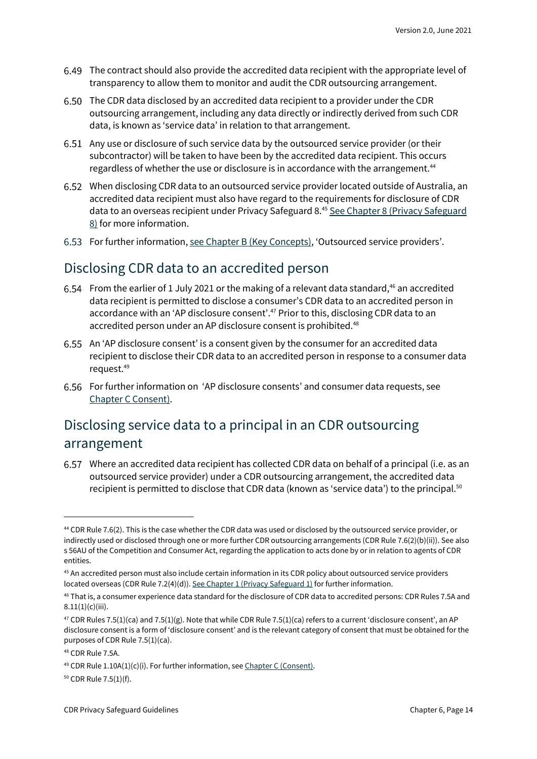6.49 The contract should also provide the accredited data recipient with the appropriate level of transparency to allow them to monitor and audit the CDR outsourcing arrangement.

6.50 The CDR data disclosed by an accredited data recipient to a provider under the CDR outsourcing arrangement, including any data directly or indirectly derived from such CDR data, is known as 'service data' in relation to that arrangement.

6.51 Any use or disclosure of such service data by the outsourced service provider (or their subcontractor) will be taken to have been by the accredited data recipient. This occurs regardless of whether the use or disclosure is in accordance with the arrangement.[44]

6.52 When disclosing CDR data to an outsourced service provider located outside of Australia, an accredited data recipient must also have regard to the requirements for disclosure of CDR data to an overseas recipient under Privacy Safeguard 8.[45] See Chapter 8 (Privacy Safeguard 8) for more information.

6.53 For further information, see Chapter B (Key Concepts), 'Outsourced service providers'.

## Disclosing CDR data to an accredited person

6.54 From the earlier of 1 July 2021 or the making of a relevant data standard,[46] an accredited data recipient is permitted to disclose a consumer's CDR data to an accredited person in accordance with an 'AP disclosure consent'.[47] Prior to this, disclosing CDR data to an accredited person under an AP disclosure consent is prohibited.[48]

6.55 An 'AP disclosure consent' is a consent given by the consumer for an accredited data recipient to disclose their CDR data to an accredited person in response to a consumer data request.[49]

6.56 For further information on 'AP disclosure consents' and consumer data requests, see Chapter C Consent).

## Disclosing service data to a principal in an CDR outsourcing arrangement

6.57 Where an accredited data recipient has collected CDR data on behalf of a principal (i.e. as an outsourced service provider) under a CDR outsourcing arrangement, the accredited data recipient is permitted to disclose that CDR data (known as 'service data') to the principal.[50]

---

[44] CDR Rule 7.6(2). This is the case whether the CDR data was used or disclosed by the outsourced service provider, or indirectly used or disclosed through one or more further CDR outsourcing arrangements (CDR Rule 7.6(2)(b)(ii)). See also s 56AU of the Competition and Consumer Act, regarding the application to acts done by or in relation to agents of CDR entities.

[45] An accredited person must also include certain information in its CDR policy about outsourced service providers located overseas (CDR Rule 7.2(4)(d)). See Chapter 1 (Privacy Safeguard 1) for further information.

[46] That is, a consumer experience data standard for the disclosure of CDR data to accredited persons: CDR Rules 7.5A and 8.11(1)(c)(iii).

[47] CDR Rules 7.5(1)(ca) and 7.5(1)(g). Note that while CDR Rule 7.5(1)(ca) refers to a current 'disclosure consent', an AP disclosure consent is a form of 'disclosure consent' and is the relevant category of consent that must be obtained for the purposes of CDR Rule 7.5(1)(ca).

[48] CDR Rule 7.5A.

[49] CDR Rule 1.10A(1)(c)(i). For further information, see Chapter C (Consent).

[50] CDR Rule 7.5(1)(f).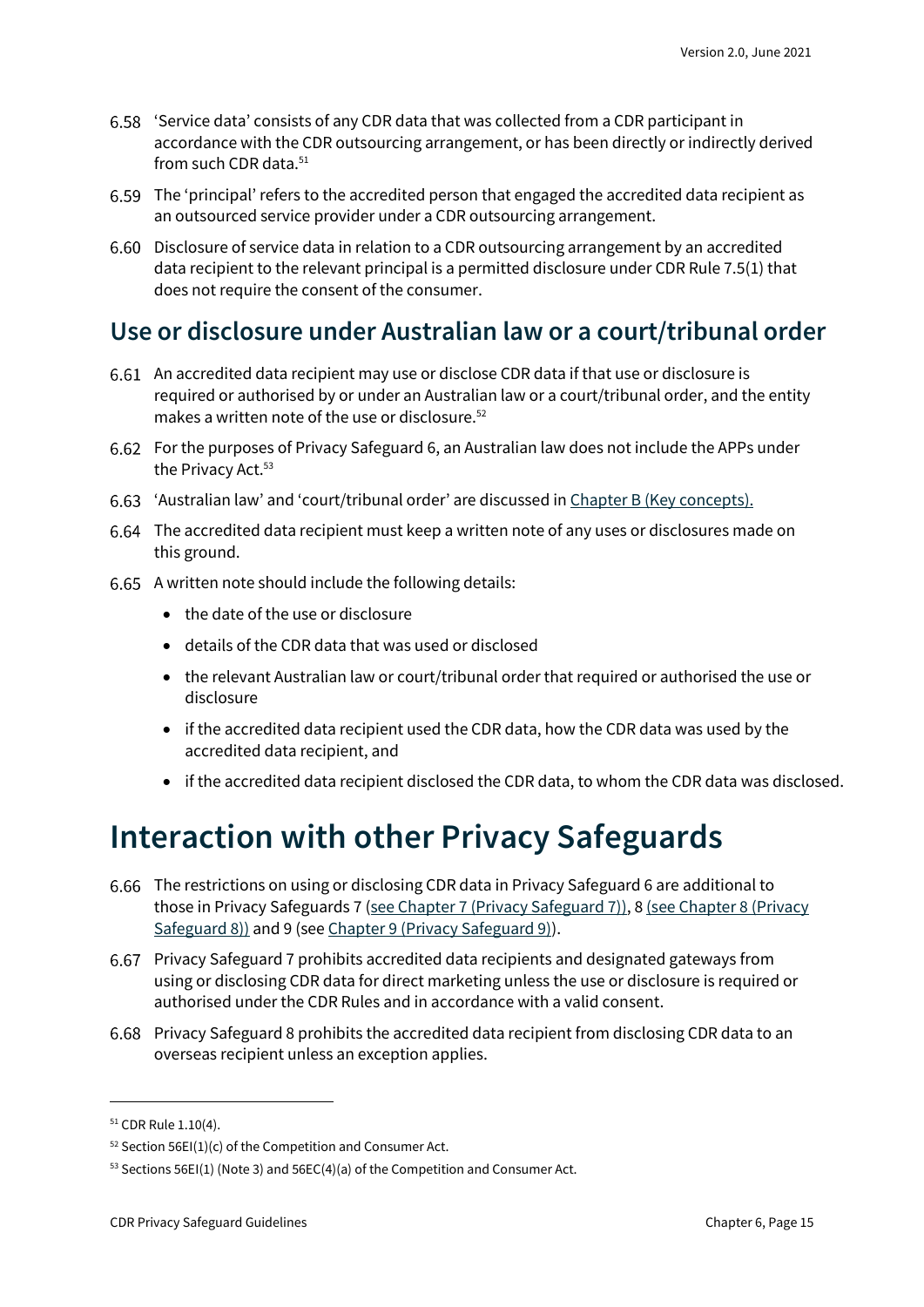6.58 'Service data' consists of any CDR data that was collected from a CDR participant in accordance with the CDR outsourcing arrangement, or has been directly or indirectly derived from such CDR data.[51]

6.59 The 'principal' refers to the accredited person that engaged the accredited data recipient as an outsourced service provider under a CDR outsourcing arrangement.

6.60 Disclosure of service data in relation to a CDR outsourcing arrangement by an accredited data recipient to the relevant principal is a permitted disclosure under CDR Rule 7.5(1) that does not require the consent of the consumer.

## Use or disclosure under Australian law or a court/tribunal order

6.61 An accredited data recipient may use or disclose CDR data if that use or disclosure is required or authorised by or under an Australian law or a court/tribunal order, and the entity makes a written note of the use or disclosure.[52]

6.62 For the purposes of Privacy Safeguard 6, an Australian law does not include the APPs under the Privacy Act.[53]

6.63 'Australian law' and 'court/tribunal order' are discussed in Chapter B (Key concepts).

6.64 The accredited data recipient must keep a written note of any uses or disclosures made on this ground.

6.65 A written note should include the following details:

- the date of the use or disclosure
- details of the CDR data that was used or disclosed
- the relevant Australian law or court/tribunal order that required or authorised the use or disclosure
- if the accredited data recipient used the CDR data, how the CDR data was used by the accredited data recipient, and
- if the accredited data recipient disclosed the CDR data, to whom the CDR data was disclosed.

# Interaction with other Privacy Safeguards

6.66 The restrictions on using or disclosing CDR data in Privacy Safeguard 6 are additional to those in Privacy Safeguards 7 (see Chapter 7 (Privacy Safeguard 7)), 8 (see Chapter 8 (Privacy Safeguard 8)) and 9 (see Chapter 9 (Privacy Safeguard 9)).

6.67 Privacy Safeguard 7 prohibits accredited data recipients and designated gateways from using or disclosing CDR data for direct marketing unless the use or disclosure is required or authorised under the CDR Rules and in accordance with a valid consent.

6.68 Privacy Safeguard 8 prohibits the accredited data recipient from disclosing CDR data to an overseas recipient unless an exception applies.

---

[51] CDR Rule 1.10(4).

[52] Section 56EI(1)(c) of the Competition and Consumer Act.

[53] Sections 56EI(1) (Note 3) and 56EC(4)(a) of the Competition and Consumer Act.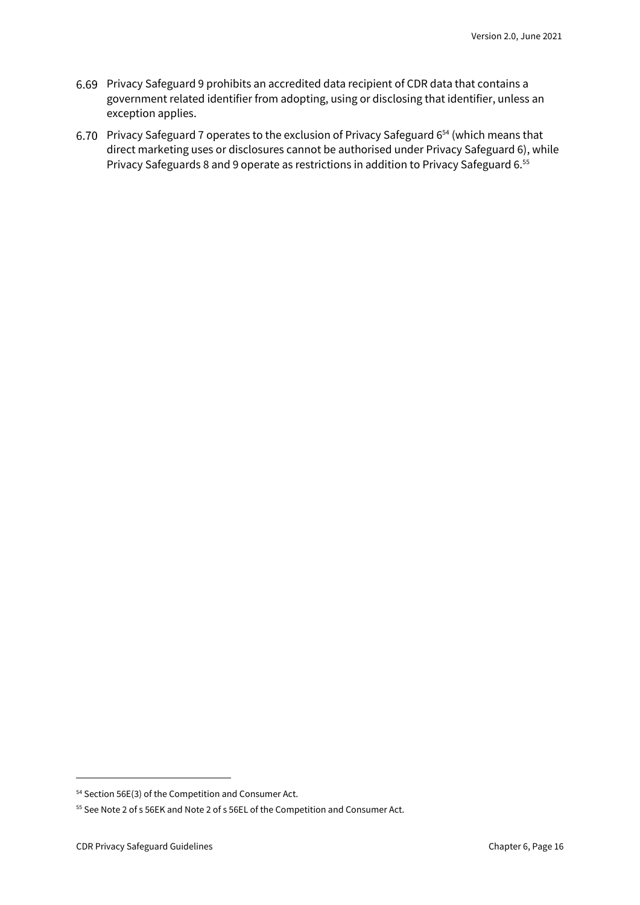6.69 Privacy Safeguard 9 prohibits an accredited data recipient of CDR data that contains a government related identifier from adopting, using or disclosing that identifier, unless an exception applies.

6.70 Privacy Safeguard 7 operates to the exclusion of Privacy Safeguard 6[54] (which means that direct marketing uses or disclosures cannot be authorised under Privacy Safeguard 6), while Privacy Safeguards 8 and 9 operate as restrictions in addition to Privacy Safeguard 6.[55]

---

[54] Section 56E(3) of the Competition and Consumer Act.

[55] See Note 2 of s 56EK and Note 2 of s 56EL of the Competition and Consumer Act.